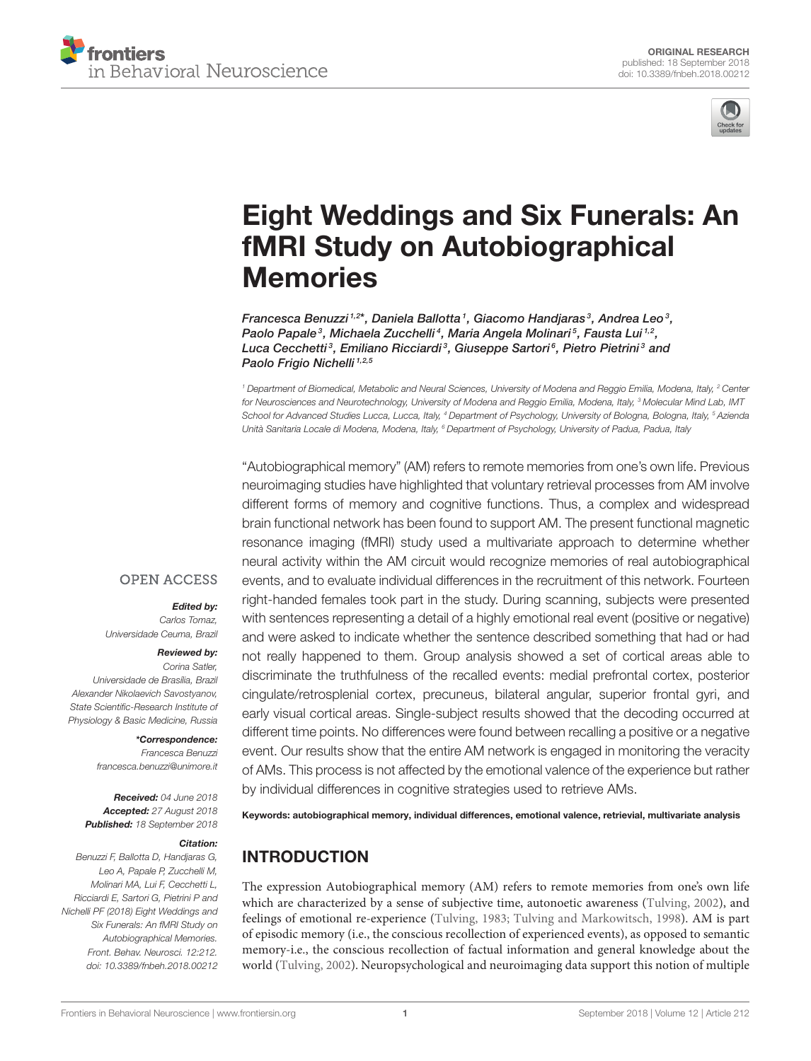ORIGINAL RESEARCH
published: 18 September 2018
doi: 10.3389/fnbeh.2018.00212

# Eight Weddings and Six Funerals: An fMRI Study on Autobiographical Memories

*Francesca Benuzzi[1,2]\*, Daniela Ballotta[1], Giacomo Handjaras[3], Andrea Leo[3], Paolo Papale[3], Michaela Zucchelli[4], Maria Angela Molinari[5], Fausta Lui[1,2], Luca Cecchetti[3], Emiliano Ricciardi[3], Giuseppe Sartori[6], Pietro Pietrini[3] and Paolo Frigio Nichelli[1,2,5]*

[1] Department of Biomedical, Metabolic and Neural Sciences, University of Modena and Reggio Emilia, Modena, Italy, [2] Center for Neurosciences and Neurotechnology, University of Modena and Reggio Emilia, Modena, Italy, [3] Molecular Mind Lab, IMT School for Advanced Studies Lucca, Lucca, Italy, [4] Department of Psychology, University of Bologna, Bologna, Italy, [5] Azienda Unità Sanitaria Locale di Modena, Modena, Italy, [6] Department of Psychology, University of Padua, Padua, Italy

OPEN ACCESS

***Edited by:***
Carlos Tomaz,
Universidade Ceuma, Brazil

***Reviewed by:***
Corina Satler,
Universidade de Brasília, Brazil
Alexander Nikolaevich Savostyanov,
State Scientific-Research Institute of Physiology & Basic Medicine, Russia

***\*Correspondence:***
Francesca Benuzzi
francesca.benuzzi@unimore.it

***Received:*** 04 June 2018
***Accepted:*** 27 August 2018
***Published:*** 18 September 2018

***Citation:***
Benuzzi F, Ballotta D, Handjaras G, Leo A, Papale P, Zucchelli M, Molinari MA, Lui F, Cecchetti L, Ricciardi E, Sartori G, Pietrini P and Nichelli PF (2018) Eight Weddings and Six Funerals: An fMRI Study on Autobiographical Memories. Front. Behav. Neurosci. 12:212. doi: 10.3389/fnbeh.2018.00212

"Autobiographical memory" (AM) refers to remote memories from one's own life. Previous neuroimaging studies have highlighted that voluntary retrieval processes from AM involve different forms of memory and cognitive functions. Thus, a complex and widespread brain functional network has been found to support AM. The present functional magnetic resonance imaging (fMRI) study used a multivariate approach to determine whether neural activity within the AM circuit would recognize memories of real autobiographical events, and to evaluate individual differences in the recruitment of this network. Fourteen right-handed females took part in the study. During scanning, subjects were presented with sentences representing a detail of a highly emotional real event (positive or negative) and were asked to indicate whether the sentence described something that had or had not really happened to them. Group analysis showed a set of cortical areas able to discriminate the truthfulness of the recalled events: medial prefrontal cortex, posterior cingulate/retrosplenial cortex, precuneus, bilateral angular, superior frontal gyri, and early visual cortical areas. Single-subject results showed that the decoding occurred at different time points. No differences were found between recalling a positive or a negative event. Our results show that the entire AM network is engaged in monitoring the veracity of AMs. This process is not affected by the emotional valence of the experience but rather by individual differences in cognitive strategies used to retrieve AMs.

**Keywords: autobiographical memory, individual differences, emotional valence, retrievial, multivariate analysis**

## INTRODUCTION

The expression Autobiographical memory (AM) refers to remote memories from one's own life which are characterized by a sense of subjective time, autonoetic awareness (Tulving, 2002), and feelings of emotional re-experience (Tulving, 1983; Tulving and Markowitsch, 1998). AM is part of episodic memory (i.e., the conscious recollection of experienced events), as opposed to semantic memory-i.e., the conscious recollection of factual information and general knowledge about the world (Tulving, 2002). Neuropsychological and neuroimaging data support this notion of multiple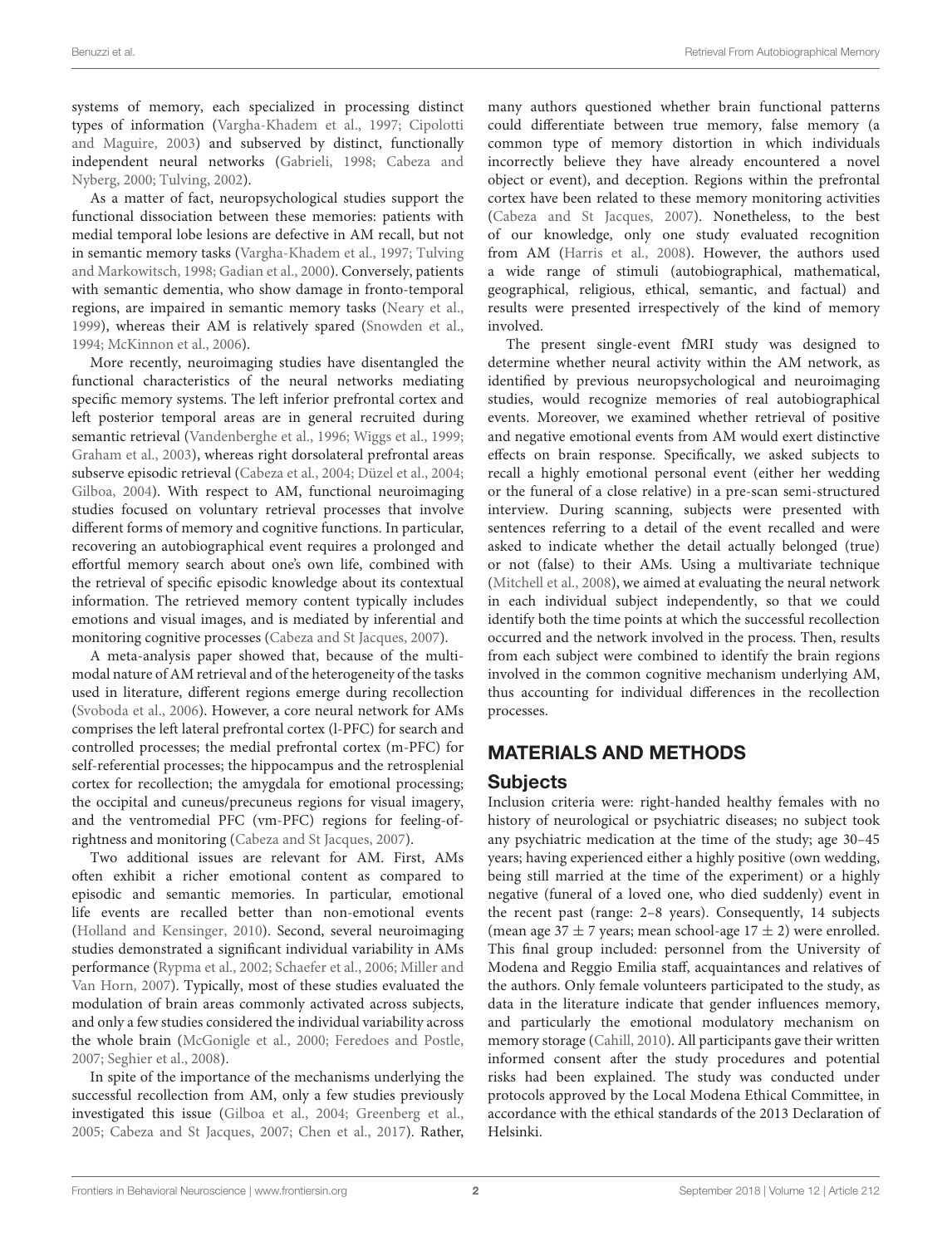systems of memory, each specialized in processing distinct types of information (Vargha-Khadem et al., 1997; Cipolotti and Maguire, 2003) and subserved by distinct, functionally independent neural networks (Gabrieli, 1998; Cabeza and Nyberg, 2000; Tulving, 2002).

As a matter of fact, neuropsychological studies support the functional dissociation between these memories: patients with medial temporal lobe lesions are defective in AM recall, but not in semantic memory tasks (Vargha-Khadem et al., 1997; Tulving and Markowitsch, 1998; Gadian et al., 2000). Conversely, patients with semantic dementia, who show damage in fronto-temporal regions, are impaired in semantic memory tasks (Neary et al., 1999), whereas their AM is relatively spared (Snowden et al., 1994; McKinnon et al., 2006).

More recently, neuroimaging studies have disentangled the functional characteristics of the neural networks mediating specific memory systems. The left inferior prefrontal cortex and left posterior temporal areas are in general recruited during semantic retrieval (Vandenberghe et al., 1996; Wiggs et al., 1999; Graham et al., 2003), whereas right dorsolateral prefrontal areas subserve episodic retrieval (Cabeza et al., 2004; Düzel et al., 2004; Gilboa, 2004). With respect to AM, functional neuroimaging studies focused on voluntary retrieval processes that involve different forms of memory and cognitive functions. In particular, recovering an autobiographical event requires a prolonged and effortful memory search about one's own life, combined with the retrieval of specific episodic knowledge about its contextual information. The retrieved memory content typically includes emotions and visual images, and is mediated by inferential and monitoring cognitive processes (Cabeza and St Jacques, 2007).

A meta-analysis paper showed that, because of the multi-modal nature of AM retrieval and of the heterogeneity of the tasks used in literature, different regions emerge during recollection (Svoboda et al., 2006). However, a core neural network for AMs comprises the left lateral prefrontal cortex (l-PFC) for search and controlled processes; the medial prefrontal cortex (m-PFC) for self-referential processes; the hippocampus and the retrosplenial cortex for recollection; the amygdala for emotional processing; the occipital and cuneus/precuneus regions for visual imagery, and the ventromedial PFC (vm-PFC) regions for feeling-of-rightness and monitoring (Cabeza and St Jacques, 2007).

Two additional issues are relevant for AM. First, AMs often exhibit a richer emotional content as compared to episodic and semantic memories. In particular, emotional life events are recalled better than non-emotional events (Holland and Kensinger, 2010). Second, several neuroimaging studies demonstrated a significant individual variability in AMs performance (Rypma et al., 2002; Schaefer et al., 2006; Miller and Van Horn, 2007). Typically, most of these studies evaluated the modulation of brain areas commonly activated across subjects, and only a few studies considered the individual variability across the whole brain (McGonigle et al., 2000; Feredoes and Postle, 2007; Seghier et al., 2008).

In spite of the importance of the mechanisms underlying the successful recollection from AM, only a few studies previously investigated this issue (Gilboa et al., 2004; Greenberg et al., 2005; Cabeza and St Jacques, 2007; Chen et al., 2017). Rather, many authors questioned whether brain functional patterns could differentiate between true memory, false memory (a common type of memory distortion in which individuals incorrectly believe they have already encountered a novel object or event), and deception. Regions within the prefrontal cortex have been related to these memory monitoring activities (Cabeza and St Jacques, 2007). Nonetheless, to the best of our knowledge, only one study evaluated recognition from AM (Harris et al., 2008). However, the authors used a wide range of stimuli (autobiographical, mathematical, geographical, religious, ethical, semantic, and factual) and results were presented irrespectively of the kind of memory involved.

The present single-event fMRI study was designed to determine whether neural activity within the AM network, as identified by previous neuropsychological and neuroimaging studies, would recognize memories of real autobiographical events. Moreover, we examined whether retrieval of positive and negative emotional events from AM would exert distinctive effects on brain response. Specifically, we asked subjects to recall a highly emotional personal event (either her wedding or the funeral of a close relative) in a pre-scan semi-structured interview. During scanning, subjects were presented with sentences referring to a detail of the event recalled and were asked to indicate whether the detail actually belonged (true) or not (false) to their AMs. Using a multivariate technique (Mitchell et al., 2008), we aimed at evaluating the neural network in each individual subject independently, so that we could identify both the time points at which the successful recollection occurred and the network involved in the process. Then, results from each subject were combined to identify the brain regions involved in the common cognitive mechanism underlying AM, thus accounting for individual differences in the recollection processes.

## MATERIALS AND METHODS

### Subjects

Inclusion criteria were: right-handed healthy females with no history of neurological or psychiatric diseases; no subject took any psychiatric medication at the time of the study; age 30–45 years; having experienced either a highly positive (own wedding, being still married at the time of the experiment) or a highly negative (funeral of a loved one, who died suddenly) event in the recent past (range: 2–8 years). Consequently, 14 subjects (mean age $37 \pm 7$ years; mean school-age $17 \pm 2$) were enrolled. This final group included: personnel from the University of Modena and Reggio Emilia staff, acquaintances and relatives of the authors. Only female volunteers participated to the study, as data in the literature indicate that gender influences memory, and particularly the emotional modulatory mechanism on memory storage (Cahill, 2010). All participants gave their written informed consent after the study procedures and potential risks had been explained. The study was conducted under protocols approved by the Local Modena Ethical Committee, in accordance with the ethical standards of the 2013 Declaration of Helsinki.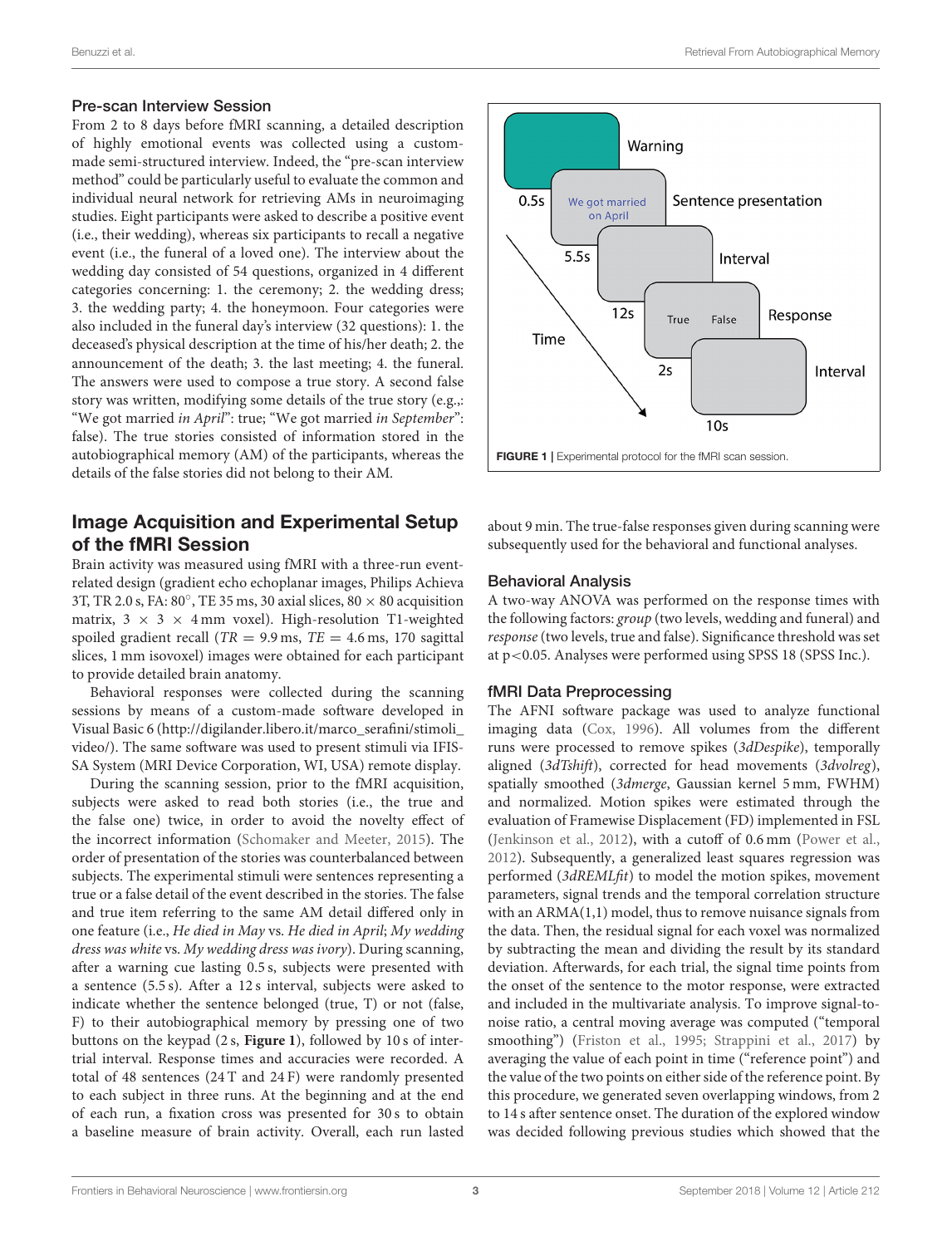### Pre-scan Interview Session

From 2 to 8 days before fMRI scanning, a detailed description of highly emotional events was collected using a custom-made semi-structured interview. Indeed, the "pre-scan interview method" could be particularly useful to evaluate the common and individual neural network for retrieving AMs in neuroimaging studies. Eight participants were asked to describe a positive event (i.e., their wedding), whereas six participants to recall a negative event (i.e., the funeral of a loved one). The interview about the wedding day consisted of 54 questions, organized in 4 different categories concerning: 1. the ceremony; 2. the wedding dress; 3. the wedding party; 4. the honeymoon. Four categories were also included in the funeral day's interview (32 questions): 1. the deceased's physical description at the time of his/her death; 2. the announcement of the death; 3. the last meeting; 4. the funeral. The answers were used to compose a true story. A second false story was written, modifying some details of the true story (e.g.,: "We got married *in April*": true; "We got married *in September*": false). The true stories consisted of information stored in the autobiographical memory (AM) of the participants, whereas the details of the false stories did not belong to their AM.

## Image Acquisition and Experimental Setup of the fMRI Session

Brain activity was measured using fMRI with a three-run event-related design (gradient echo echoplanar images, Philips Achieva 3T, TR 2.0 s, FA: 80°, TE 35 ms, 30 axial slices, 80 × 80 acquisition matrix, 3 × 3 × 4 mm voxel). High-resolution T1-weighted spoiled gradient recall ($TR = 9.9$ ms, $TE = 4.6$ ms, 170 sagittal slices, 1 mm isovoxel) images were obtained for each participant to provide detailed brain anatomy.

Behavioral responses were collected during the scanning sessions by means of a custom-made software developed in Visual Basic 6 (http://digilander.libero.it/marco_serafini/stimoli_video/). The same software was used to present stimuli via IFIS-SA System (MRI Device Corporation, WI, USA) remote display.

During the scanning session, prior to the fMRI acquisition, subjects were asked to read both stories (i.e., the true and the false one) twice, in order to avoid the novelty effect of the incorrect information (Schomaker and Meeter, 2015). The order of presentation of the stories was counterbalanced between subjects. The experimental stimuli were sentences representing a true or a false detail of the event described in the stories. The false and true item referring to the same AM detail differed only in one feature (i.e., *He died in May* vs. *He died in April*; *My wedding dress was white* vs. *My wedding dress was ivory*). During scanning, after a warning cue lasting 0.5 s, subjects were presented with a sentence (5.5 s). After a 12 s interval, subjects were asked to indicate whether the sentence belonged (true, T) or not (false, F) to their autobiographical memory by pressing one of two buttons on the keypad (2 s, **Figure 1**), followed by 10 s of inter-trial interval. Response times and accuracies were recorded. A total of 48 sentences (24 T and 24 F) were randomly presented to each subject in three runs. At the beginning and at the end of each run, a fixation cross was presented for 30 s to obtain a baseline measure of brain activity. Overall, each run lasted about 9 min. The true-false responses given during scanning were subsequently used for the behavioral and functional analyses.

**FIGURE 1** | Experimental protocol for the fMRI scan session.

### Behavioral Analysis

A two-way ANOVA was performed on the response times with the following factors: *group* (two levels, wedding and funeral) and *response* (two levels, true and false). Significance threshold was set at $p<0.05$. Analyses were performed using SPSS 18 (SPSS Inc.).

### fMRI Data Preprocessing

The AFNI software package was used to analyze functional imaging data (Cox, 1996). All volumes from the different runs were processed to remove spikes (*3dDespike*), temporally aligned (*3dTshift*), corrected for head movements (*3dvolreg*), spatially smoothed (*3dmerge*, Gaussian kernel 5 mm, FWHM) and normalized. Motion spikes were estimated through the evaluation of Framewise Displacement (FD) implemented in FSL (Jenkinson et al., 2012), with a cutoff of 0.6 mm (Power et al., 2012). Subsequently, a generalized least squares regression was performed (*3dREMLfit*) to model the motion spikes, movement parameters, signal trends and the temporal correlation structure with an ARMA(1,1) model, thus to remove nuisance signals from the data. Then, the residual signal for each voxel was normalized by subtracting the mean and dividing the result by its standard deviation. Afterwards, for each trial, the signal time points from the onset of the sentence to the motor response, were extracted and included in the multivariate analysis. To improve signal-to-noise ratio, a central moving average was computed ("temporal smoothing") (Friston et al., 1995; Strappini et al., 2017) by averaging the value of each point in time ("reference point") and the value of the two points on either side of the reference point. By this procedure, we generated seven overlapping windows, from 2 to 14 s after sentence onset. The duration of the explored window was decided following previous studies which showed that the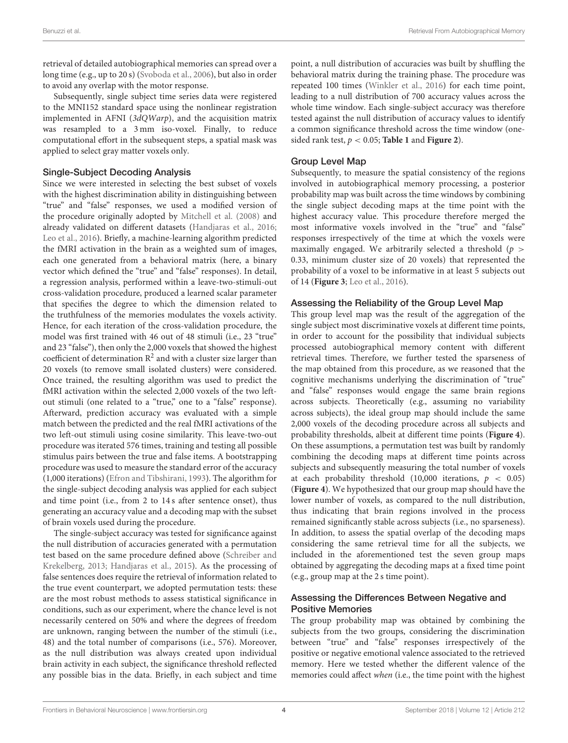retrieval of detailed autobiographical memories can spread over a long time (e.g., up to 20 s) (Svoboda et al., 2006), but also in order to avoid any overlap with the motor response.

Subsequently, single subject time series data were registered to the MNI152 standard space using the nonlinear registration implemented in AFNI (*3dQWarp*), and the acquisition matrix was resampled to a 3 mm iso-voxel. Finally, to reduce computational effort in the subsequent steps, a spatial mask was applied to select gray matter voxels only.

### Single-Subject Decoding Analysis

Since we were interested in selecting the best subset of voxels with the highest discrimination ability in distinguishing between "true" and "false" responses, we used a modified version of the procedure originally adopted by Mitchell et al. (2008) and already validated on different datasets (Handjaras et al., 2016; Leo et al., 2016). Briefly, a machine-learning algorithm predicted the fMRI activation in the brain as a weighted sum of images, each one generated from a behavioral matrix (here, a binary vector which defined the "true" and "false" responses). In detail, a regression analysis, performed within a leave-two-stimuli-out cross-validation procedure, produced a learned scalar parameter that specifies the degree to which the dimension related to the truthfulness of the memories modulates the voxels activity. Hence, for each iteration of the cross-validation procedure, the model was first trained with 46 out of 48 stimuli (i.e., 23 "true" and 23 "false"), then only the 2,000 voxels that showed the highest coefficient of determination $R^2$ and with a cluster size larger than 20 voxels (to remove small isolated clusters) were considered. Once trained, the resulting algorithm was used to predict the fMRI activation within the selected 2,000 voxels of the two left-out stimuli (one related to a "true," one to a "false" response). Afterward, prediction accuracy was evaluated with a simple match between the predicted and the real fMRI activations of the two left-out stimuli using cosine similarity. This leave-two-out procedure was iterated 576 times, training and testing all possible stimulus pairs between the true and false items. A bootstrapping procedure was used to measure the standard error of the accuracy (1,000 iterations) (Efron and Tibshirani, 1993). The algorithm for the single-subject decoding analysis was applied for each subject and time point (i.e., from 2 to 14 s after sentence onset), thus generating an accuracy value and a decoding map with the subset of brain voxels used during the procedure.

The single-subject accuracy was tested for significance against the null distribution of accuracies generated with a permutation test based on the same procedure defined above (Schreiber and Krekelberg, 2013; Handjaras et al., 2015). As the processing of false sentences does require the retrieval of information related to the true event counterpart, we adopted permutation tests: these are the most robust methods to assess statistical significance in conditions, such as our experiment, where the chance level is not necessarily centered on 50% and where the degrees of freedom are unknown, ranging between the number of the stimuli (i.e., 48) and the total number of comparisons (i.e., 576). Moreover, as the null distribution was always created upon individual brain activity in each subject, the significance threshold reflected any possible bias in the data. Briefly, in each subject and time point, a null distribution of accuracies was built by shuffling the behavioral matrix during the training phase. The procedure was repeated 100 times (Winkler et al., 2016) for each time point, leading to a null distribution of 700 accuracy values across the whole time window. Each single-subject accuracy was therefore tested against the null distribution of accuracy values to identify a common significance threshold across the time window (one-sided rank test, $p < 0.05$; **Table 1** and **Figure 2**).

### Group Level Map

Subsequently, to measure the spatial consistency of the regions involved in autobiographical memory processing, a posterior probability map was built across the time windows by combining the single subject decoding maps at the time point with the highest accuracy value. This procedure therefore merged the most informative voxels involved in the "true" and "false" responses irrespectively of the time at which the voxels were maximally engaged. We arbitrarily selected a threshold ($p > 0.33$, minimum cluster size of 20 voxels) that represented the probability of a voxel to be informative in at least 5 subjects out of 14 (**Figure 3**; Leo et al., 2016).

### Assessing the Reliability of the Group Level Map

This group level map was the result of the aggregation of the single subject most discriminative voxels at different time points, in order to account for the possibility that individual subjects processed autobiographical memory content with different retrieval times. Therefore, we further tested the sparseness of the map obtained from this procedure, as we reasoned that the cognitive mechanisms underlying the discrimination of "true" and "false" responses would engage the same brain regions across subjects. Theoretically (e.g., assuming no variability across subjects), the ideal group map should include the same 2,000 voxels of the decoding procedure across all subjects and probability thresholds, albeit at different time points (**Figure 4**). On these assumptions, a permutation test was built by randomly combining the decoding maps at different time points across subjects and subsequently measuring the total number of voxels at each probability threshold (10,000 iterations, $p < 0.05$) (**Figure 4**). We hypothesized that our group map should have the lower number of voxels, as compared to the null distribution, thus indicating that brain regions involved in the process remained significantly stable across subjects (i.e., no sparseness). In addition, to assess the spatial overlap of the decoding maps considering the same retrieval time for all the subjects, we included in the aforementioned test the seven group maps obtained by aggregating the decoding maps at a fixed time point (e.g., group map at the 2 s time point).

### Assessing the Differences Between Negative and Positive Memories

The group probability map was obtained by combining the subjects from the two groups, considering the discrimination between "true" and "false" responses irrespectively of the positive or negative emotional valence associated to the retrieved memory. Here we tested whether the different valence of the memories could affect *when* (i.e., the time point with the highest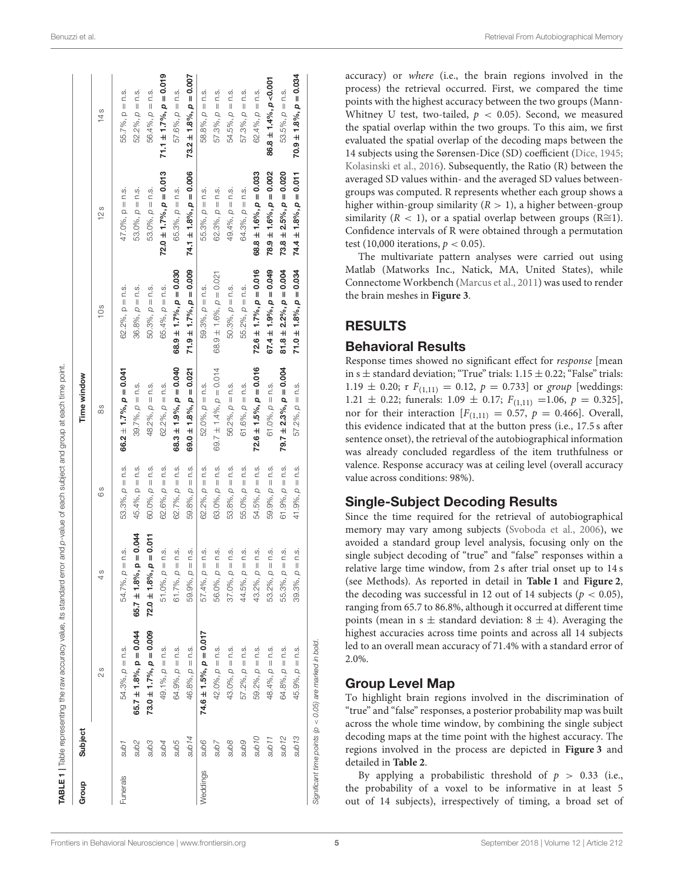**TABLE 1** | Table representing the raw accuracy value, its standard error and p-value of each subject and group at each time point.

| Group | Subject | Time window | | | | | | |
|---|---|---|---|---|---|---|---|---|
| | | 2 s | 4 s | 6 s | 8 s | 10 s | 12 s | 14 s |
| Funerals | *sub1* | 54.3%, *p* = n.s. | 54.7%, *p* = n.s. | 53.3%, *p* = n.s. | **66.2 ± 1.7%, p = 0.041** | 62.2%, *p* = n.s. | 47.0%, *p* = n.s. | 55.7%, *p* = n.s. |
| | *sub2* | **65.7 ± 1.8%, p = 0.044** | **65.7 ± 1.8%, p = 0.044** | 45.4%, *p* = n.s. | 39.7%, *p* = n.s. | 36.8%, *p* = n.s. | 53.0%, *p* = n.s. | 52.2%, *p* = n.s. |
| | *sub3* | **73.0 ± 1.7%, p = 0.009** | **72.0 ± 1.8%, p = 0.011** | 60.0%, *p* = n.s. | 48.2%, *p* = n.s. | 50.3%, *p* = n.s. | 53.0%, *p* = n.s. | 56.4%, *p* = n.s. |
| | *sub4* | 49.1%, *p* = n.s. | 51.0%, *p* = n.s. | 62.6%, *p* = n.s. | 62.2%, *p* = n.s. | 65.4%, *p* = n.s. | **72.0 ± 1.7%, p = 0.013** | **71.1 ± 1.7%, p = 0.019** |
| | *sub5* | 64.9%, *p* = n.s. | 61.7%, *p* = n.s. | 62.7%, *p* = n.s. | **68.3 ± 1.9%, p = 0.040** | **68.9 ± 1.7%, p = 0.030** | 65.3%, *p* = n.s. | 57.6%, *p* = n.s. |
| | *sub14* | 46.8%, *p* = n.s. | 59.9%, *p* = n.s. | 59.8%, *p* = n.s. | **69.0 ± 1.8%, p = 0.021** | **71.9 ± 1.7%, p = 0.009** | **74.1 ± 1.8%, p = 0.006** | **73.2 ± 1.8%, p = 0.007** |
| Weddings | *sub6* | **74.6 ± 1.5%, p = 0.017** | 57.4%, *p* = n.s. | 62.2%, *p* = n.s. | 52.0%, *p* = n.s. | 59.3%, *p* = n.s. | 55.3%, *p* = n.s. | 58.8%, *p* = n.s. |
| | *sub7* | 42.0%, *p* = n.s. | 56.0%, *p* = n.s. | 63.0%, *p* = n.s. | 69.7 ± 1.4%, *p* = 0.014 | 68.9 ± 1.6%, *p* = 0.021 | 62.3%, *p* = n.s. | 57.3%, *p* = n.s. |
| | *sub8* | 43.0%, *p* = n.s. | 37.0%, *p* = n.s. | 53.8%, *p* = n.s. | 56.2%, *p* = n.s. | 50.3%, *p* = n.s. | 49.4%, *p* = n.s. | 54.5%, *p* = n.s. |
| | *sub9* | 57.2%, *p* = n.s. | 44.5%, *p* = n.s. | 55.0%, *p* = n.s. | 61.6%, *p* = n.s. | 55.2%, *p* = n.s. | 64.3%, *p* = n.s. | 57.3%, *p* = n.s. |
| | *sub10* | 59.2%, *p* = n.s. | 43.2%, *p* = n.s. | 54.5%, *p* = n.s. | **72.6 ± 1.5%, p = 0.016** | **72.6 ± 1.7%, p = 0.016** | **68.8 ± 1.6%, p = 0.033** | 62.4%, *p* = n.s. |
| | *sub11* | 48.4%, *p* = n.s. | 53.2%, *p* = n.s. | 59.9%, *p* = n.s. | 61.0%, *p* = n.s. | **67.4 ± 1.9%, p = 0.049** | **78.9 ± 1.6%, p = 0.002** | **86.8 ± 1.4%, p <0.001** |
| | *sub12* | 64.8%, *p* = n.s. | 55.3%, *p* = n.s. | 61.9%, *p* = n.s. | **79.7 ± 2.3%, p = 0.004** | **81.8 ± 2.2%, p = 0.004** | **73.8 ± 2.5%, p = 0.020** | 53.5%, *p* = n.s. |
| | *sub13* | 45.9%, *p* = n.s. | 39.3%, *p* = n.s. | 41.9%, *p* = n.s. | 57.2%, *p* = n.s. | **71.0 ± 1.8%, p = 0.034** | **74.4 ± 1.8%, p = 0.011** | **70.9 ± 1.8%, p = 0.034** |

*Significant time points (p < 0.05) are marked in bold.*

accuracy) or *where* (i.e., the brain regions involved in the process) the retrieval occurred. First, we compared the time points with the highest accuracy between the two groups (Mann-Whitney U test, two-tailed, $p < 0.05$). Second, we measured the spatial overlap within the two groups. To this aim, we first evaluated the spatial overlap of the decoding maps between the 14 subjects using the Sørensen-Dice (SD) coefficient (Dice, 1945; Kolasinski et al., 2016). Subsequently, the Ratio (R) between the averaged SD values within- and the averaged SD values between-groups was computed. R represents whether each group shows a higher within-group similarity ($R > 1$), a higher between-group similarity ($R < 1$), or a spatial overlap between groups ($R \cong 1$). Confidence intervals of R were obtained through a permutation test (10,000 iterations, $p < 0.05$).

The multivariate pattern analyses were carried out using Matlab (Matworks Inc., Natick, MA, United States), while Connectome Workbench (Marcus et al., 2011) was used to render the brain meshes in **Figure 3**.

## RESULTS

### Behavioral Results

Response times showed no significant effect for *response* [mean in s ± standard deviation; "True" trials: 1.15 ± 0.22; "False" trials: 1.19 ± 0.20; r $F_{(1,11)} = 0.12$, $p = 0.733$] or *group* [weddings: 1.21 ± 0.22; funerals: 1.09 ± 0.17; $F_{(1,11)} = 1.06$, $p = 0.325$], nor for their interaction [$F_{(1,11)} = 0.57$, $p = 0.466$]. Overall, this evidence indicated that at the button press (i.e., 17.5 s after sentence onset), the retrieval of the autobiographical information was already concluded regardless of the item truthfulness or valence. Response accuracy was at ceiling level (overall accuracy value across conditions: 98%).

### Single-Subject Decoding Results

Since the time required for the retrieval of autobiographical memory may vary among subjects (Svoboda et al., 2006), we avoided a standard group level analysis, focusing only on the single subject decoding of "true" and "false" responses within a relative large time window, from 2 s after trial onset up to 14 s (see Methods). As reported in detail in **Table 1** and **Figure 2**, the decoding was successful in 12 out of 14 subjects ($p < 0.05$), ranging from 65.7 to 86.8%, although it occurred at different time points (mean in s ± standard deviation: 8 ± 4). Averaging the highest accuracies across time points and across all 14 subjects led to an overall mean accuracy of 71.4% with a standard error of 2.0%.

### Group Level Map

To highlight brain regions involved in the discrimination of "true" and "false" responses, a posterior probability map was built across the whole time window, by combining the single subject decoding maps at the time point with the highest accuracy. The regions involved in the process are depicted in **Figure 3** and detailed in **Table 2**.

By applying a probabilistic threshold of $p > 0.33$ (i.e., the probability of a voxel to be informative in at least 5 out of 14 subjects), irrespectively of timing, a broad set of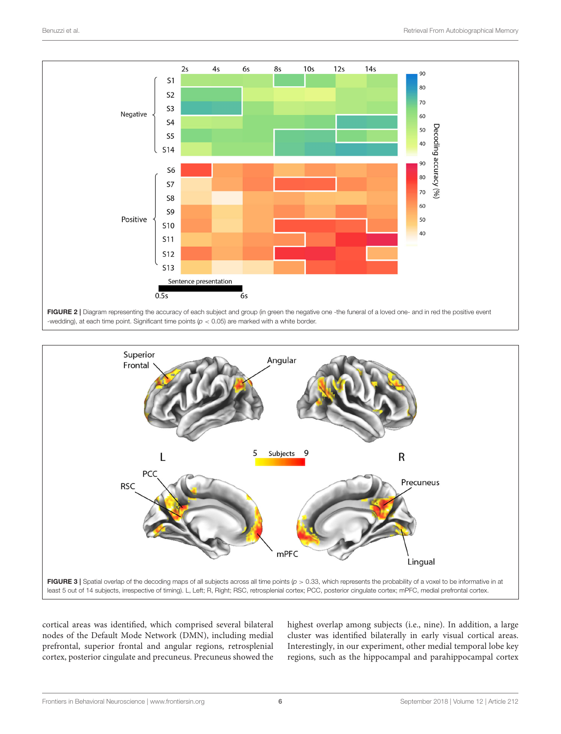FIGURE 2 | Diagram representing the accuracy of each subject and group (in green the negative one -the funeral of a loved one- and in red the positive event -wedding), at each time point. Significant time points ($p < 0.05$) are marked with a white border.

FIGURE 3 | Spatial overlap of the decoding maps of all subjects across all time points ($p > 0.33$, which represents the probability of a voxel to be informative in at least 5 out of 14 subjects, irrespective of timing). L, Left; R, Right; RSC, retrosplenial cortex; PCC, posterior cingulate cortex; mPFC, medial prefrontal cortex.

cortical areas was identified, which comprised several bilateral nodes of the Default Mode Network (DMN), including medial prefrontal, superior frontal and angular regions, retrosplenial cortex, posterior cingulate and precuneus. Precuneus showed the highest overlap among subjects (i.e., nine). In addition, a large cluster was identified bilaterally in early visual cortical areas. Interestingly, in our experiment, other medial temporal lobe key regions, such as the hippocampal and parahippocampal cortex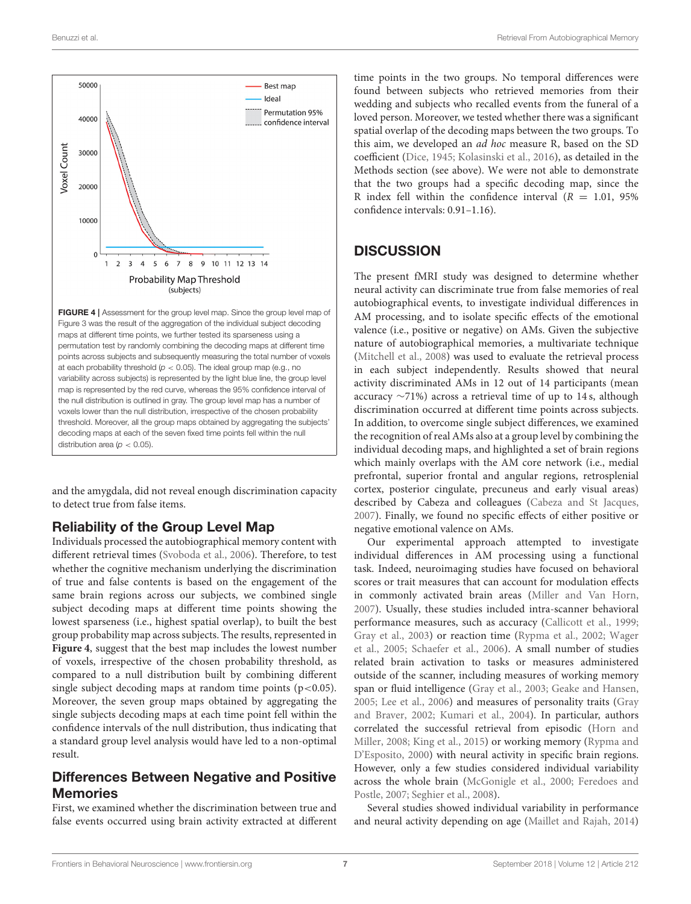**FIGURE 4** | Assessment for the group level map. Since the group level map of Figure 3 was the result of the aggregation of the individual subject decoding maps at different time points, we further tested its sparseness using a permutation test by randomly combining the decoding maps at different time points across subjects and subsequently measuring the total number of voxels at each probability threshold ($p < 0.05$). The ideal group map (e.g., no variability across subjects) is represented by the light blue line, the group level map is represented by the red curve, whereas the 95% confidence interval of the null distribution is outlined in gray. The group level map has a number of voxels lower than the null distribution, irrespective of the chosen probability threshold. Moreover, all the group maps obtained by aggregating the subjects' decoding maps at each of the seven fixed time points fell within the null distribution area ($p < 0.05$).

and the amygdala, did not reveal enough discrimination capacity to detect true from false items.

## Reliability of the Group Level Map

Individuals processed the autobiographical memory content with different retrieval times (Svoboda et al., 2006). Therefore, to test whether the cognitive mechanism underlying the discrimination of true and false contents is based on the engagement of the same brain regions across our subjects, we combined single subject decoding maps at different time points showing the lowest sparseness (i.e., highest spatial overlap), to built the best group probability map across subjects. The results, represented in **Figure 4**, suggest that the best map includes the lowest number of voxels, irrespective of the chosen probability threshold, as compared to a null distribution built by combining different single subject decoding maps at random time points ($p<0.05$). Moreover, the seven group maps obtained by aggregating the single subjects decoding maps at each time point fell within the confidence intervals of the null distribution, thus indicating that a standard group level analysis would have led to a non-optimal result.

## Differences Between Negative and Positive Memories

First, we examined whether the discrimination between true and false events occurred using brain activity extracted at different time points in the two groups. No temporal differences were found between subjects who retrieved memories from their wedding and subjects who recalled events from the funeral of a loved person. Moreover, we tested whether there was a significant spatial overlap of the decoding maps between the two groups. To this aim, we developed an *ad hoc* measure R, based on the SD coefficient (Dice, 1945; Kolasinski et al., 2016), as detailed in the Methods section (see above). We were not able to demonstrate that the two groups had a specific decoding map, since the R index fell within the confidence interval ($R = 1.01$, 95% confidence intervals: 0.91–1.16).

# DISCUSSION

The present fMRI study was designed to determine whether neural activity can discriminate true from false memories of real autobiographical events, to investigate individual differences in AM processing, and to isolate specific effects of the emotional valence (i.e., positive or negative) on AMs. Given the subjective nature of autobiographical memories, a multivariate technique (Mitchell et al., 2008) was used to evaluate the retrieval process in each subject independently. Results showed that neural activity discriminated AMs in 12 out of 14 participants (mean accuracy ~71%) across a retrieval time of up to 14 s, although discrimination occurred at different time points across subjects. In addition, to overcome single subject differences, we examined the recognition of real AMs also at a group level by combining the individual decoding maps, and highlighted a set of brain regions which mainly overlaps with the AM core network (i.e., medial prefrontal, superior frontal and angular regions, retrosplenial cortex, posterior cingulate, precuneus and early visual areas) described by Cabeza and colleagues (Cabeza and St Jacques, 2007). Finally, we found no specific effects of either positive or negative emotional valence on AMs.

Our experimental approach attempted to investigate individual differences in AM processing using a functional task. Indeed, neuroimaging studies have focused on behavioral scores or trait measures that can account for modulation effects in commonly activated brain areas (Miller and Van Horn, 2007). Usually, these studies included intra-scanner behavioral performance measures, such as accuracy (Callicott et al., 1999; Gray et al., 2003) or reaction time (Rypma et al., 2002; Wager et al., 2005; Schaefer et al., 2006). A small number of studies related brain activation to tasks or measures administered outside of the scanner, including measures of working memory span or fluid intelligence (Gray et al., 2003; Geake and Hansen, 2005; Lee et al., 2006) and measures of personality traits (Gray and Braver, 2002; Kumari et al., 2004). In particular, authors correlated the successful retrieval from episodic (Horn and Miller, 2008; King et al., 2015) or working memory (Rypma and D'Esposito, 2000) with neural activity in specific brain regions. However, only a few studies considered individual variability across the whole brain (McGonigle et al., 2000; Feredoes and Postle, 2007; Seghier et al., 2008).

Several studies showed individual variability in performance and neural activity depending on age (Maillet and Rajah, 2014)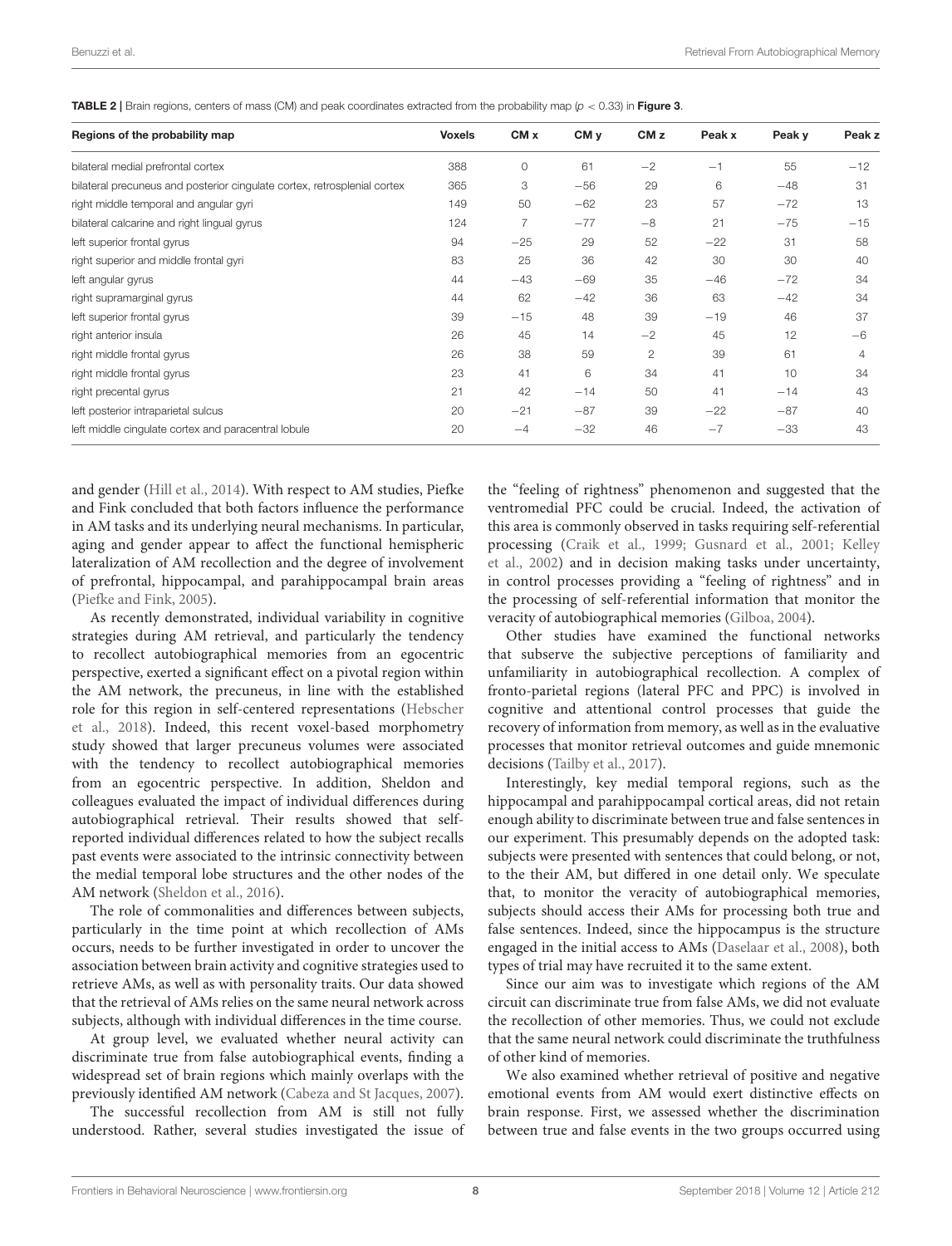**TABLE 2 |** Brain regions, centers of mass (CM) and peak coordinates extracted from the probability map ($p < 0.33$) in **Figure 3**.

| Regions of the probability map | Voxels | CM x | CM y | CM z | Peak x | Peak y | Peak z |
|---|---|---|---|---|---|---|---|
| bilateral medial prefrontal cortex | 388 | 0 | 61 | −2 | −1 | 55 | −12 |
| bilateral precuneus and posterior cingulate cortex, retrosplenial cortex | 365 | 3 | −56 | 29 | 6 | −48 | 31 |
| right middle temporal and angular gyri | 149 | 50 | −62 | 23 | 57 | −72 | 13 |
| bilateral calcarine and right lingual gyrus | 124 | 7 | −77 | −8 | 21 | −75 | −15 |
| left superior frontal gyrus | 94 | −25 | 29 | 52 | −22 | 31 | 58 |
| right superior and middle frontal gyri | 83 | 25 | 36 | 42 | 30 | 30 | 40 |
| left angular gyrus | 44 | −43 | −69 | 35 | −46 | −72 | 34 |
| right supramarginal gyrus | 44 | 62 | −42 | 36 | 63 | −42 | 34 |
| left superior frontal gyrus | 39 | −15 | 48 | 39 | −19 | 46 | 37 |
| right anterior insula | 26 | 45 | 14 | −2 | 45 | 12 | −6 |
| right middle frontal gyrus | 26 | 38 | 59 | 2 | 39 | 61 | 4 |
| right middle frontal gyrus | 23 | 41 | 6 | 34 | 41 | 10 | 34 |
| right precental gyrus | 21 | 42 | −14 | 50 | 41 | −14 | 43 |
| left posterior intraparietal sulcus | 20 | −21 | −87 | 39 | −22 | −87 | 40 |
| left middle cingulate cortex and paracentral lobule | 20 | −4 | −32 | 46 | −7 | −33 | 43 |

and gender (Hill et al., 2014). With respect to AM studies, Piefke and Fink concluded that both factors influence the performance in AM tasks and its underlying neural mechanisms. In particular, aging and gender appear to affect the functional hemispheric lateralization of AM recollection and the degree of involvement of prefrontal, hippocampal, and parahippocampal brain areas (Piefke and Fink, 2005).

As recently demonstrated, individual variability in cognitive strategies during AM retrieval, and particularly the tendency to recollect autobiographical memories from an egocentric perspective, exerted a significant effect on a pivotal region within the AM network, the precuneus, in line with the established role for this region in self-centered representations (Hebscher et al., 2018). Indeed, this recent voxel-based morphometry study showed that larger precuneus volumes were associated with the tendency to recollect autobiographical memories from an egocentric perspective. In addition, Sheldon and colleagues evaluated the impact of individual differences during autobiographical retrieval. Their results showed that self-reported individual differences related to how the subject recalls past events were associated to the intrinsic connectivity between the medial temporal lobe structures and the other nodes of the AM network (Sheldon et al., 2016).

The role of commonalities and differences between subjects, particularly in the time point at which recollection of AMs occurs, needs to be further investigated in order to uncover the association between brain activity and cognitive strategies used to retrieve AMs, as well as with personality traits. Our data showed that the retrieval of AMs relies on the same neural network across subjects, although with individual differences in the time course.

At group level, we evaluated whether neural activity can discriminate true from false autobiographical events, finding a widespread set of brain regions which mainly overlaps with the previously identified AM network (Cabeza and St Jacques, 2007).

The successful recollection from AM is still not fully understood. Rather, several studies investigated the issue of the "feeling of rightness" phenomenon and suggested that the ventromedial PFC could be crucial. Indeed, the activation of this area is commonly observed in tasks requiring self-referential processing (Craik et al., 1999; Gusnard et al., 2001; Kelley et al., 2002) and in decision making tasks under uncertainty, in control processes providing a "feeling of rightness" and in the processing of self-referential information that monitor the veracity of autobiographical memories (Gilboa, 2004).

Other studies have examined the functional networks that subserve the subjective perceptions of familiarity and unfamiliarity in autobiographical recollection. A complex of fronto-parietal regions (lateral PFC and PPC) is involved in cognitive and attentional control processes that guide the recovery of information from memory, as well as in the evaluative processes that monitor retrieval outcomes and guide mnemonic decisions (Tailby et al., 2017).

Interestingly, key medial temporal regions, such as the hippocampal and parahippocampal cortical areas, did not retain enough ability to discriminate between true and false sentences in our experiment. This presumably depends on the adopted task: subjects were presented with sentences that could belong, or not, to the their AM, but differed in one detail only. We speculate that, to monitor the veracity of autobiographical memories, subjects should access their AMs for processing both true and false sentences. Indeed, since the hippocampus is the structure engaged in the initial access to AMs (Daselaar et al., 2008), both types of trial may have recruited it to the same extent.

Since our aim was to investigate which regions of the AM circuit can discriminate true from false AMs, we did not evaluate the recollection of other memories. Thus, we could not exclude that the same neural network could discriminate the truthfulness of other kind of memories.

We also examined whether retrieval of positive and negative emotional events from AM would exert distinctive effects on brain response. First, we assessed whether the discrimination between true and false events in the two groups occurred using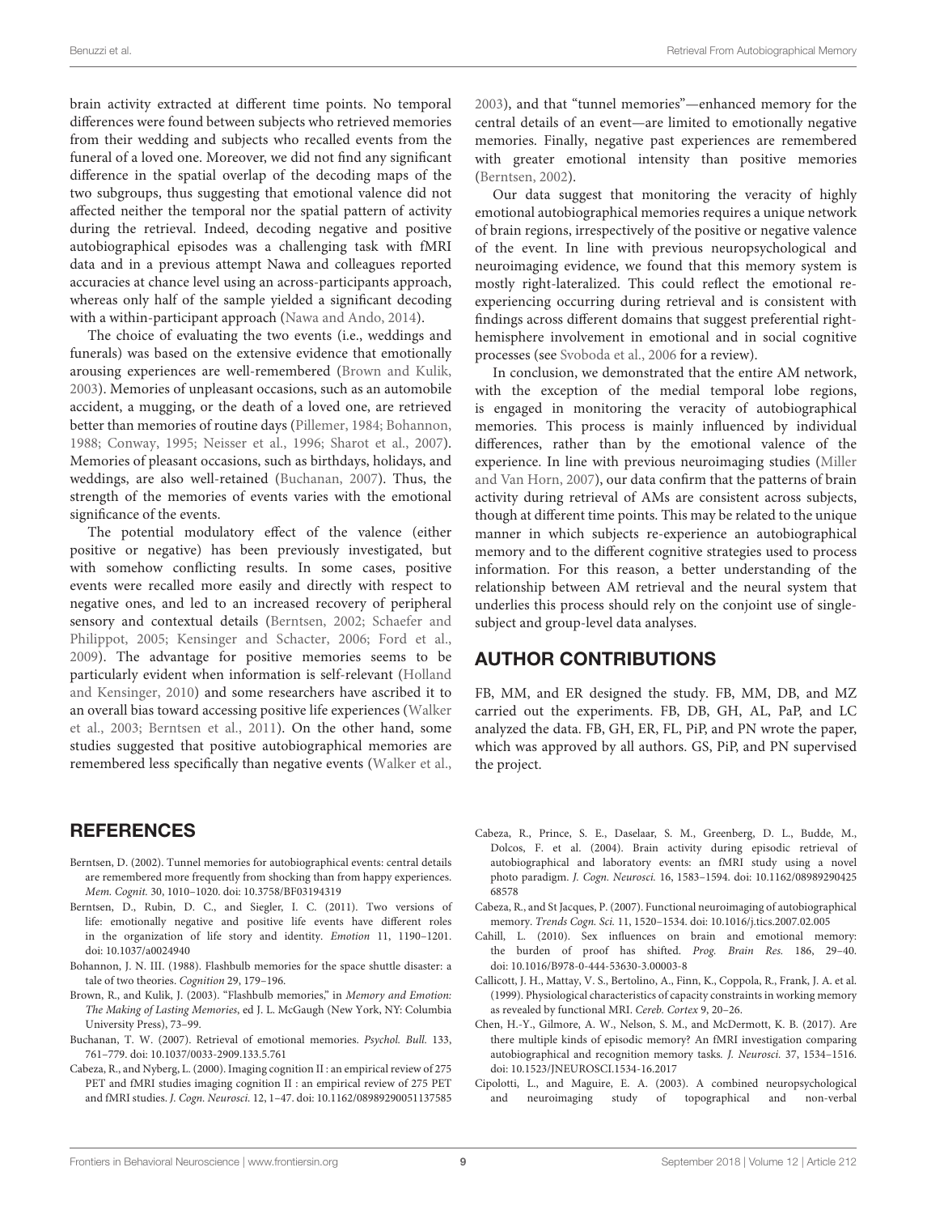brain activity extracted at different time points. No temporal differences were found between subjects who retrieved memories from their wedding and subjects who recalled events from the funeral of a loved one. Moreover, we did not find any significant difference in the spatial overlap of the decoding maps of the two subgroups, thus suggesting that emotional valence did not affected neither the temporal nor the spatial pattern of activity during the retrieval. Indeed, decoding negative and positive autobiographical episodes was a challenging task with fMRI data and in a previous attempt Nawa and colleagues reported accuracies at chance level using an across-participants approach, whereas only half of the sample yielded a significant decoding with a within-participant approach (Nawa and Ando, 2014).

The choice of evaluating the two events (i.e., weddings and funerals) was based on the extensive evidence that emotionally arousing experiences are well-remembered (Brown and Kulik, 2003). Memories of unpleasant occasions, such as an automobile accident, a mugging, or the death of a loved one, are retrieved better than memories of routine days (Pillemer, 1984; Bohannon, 1988; Conway, 1995; Neisser et al., 1996; Sharot et al., 2007). Memories of pleasant occasions, such as birthdays, holidays, and weddings, are also well-retained (Buchanan, 2007). Thus, the strength of the memories of events varies with the emotional significance of the events.

The potential modulatory effect of the valence (either positive or negative) has been previously investigated, but with somehow conflicting results. In some cases, positive events were recalled more easily and directly with respect to negative ones, and led to an increased recovery of peripheral sensory and contextual details (Berntsen, 2002; Schaefer and Philippot, 2005; Kensinger and Schacter, 2006; Ford et al., 2009). The advantage for positive memories seems to be particularly evident when information is self-relevant (Holland and Kensinger, 2010) and some researchers have ascribed it to an overall bias toward accessing positive life experiences (Walker et al., 2003; Berntsen et al., 2011). On the other hand, some studies suggested that positive autobiographical memories are remembered less specifically than negative events (Walker et al., 2003), and that "tunnel memories"—enhanced memory for the central details of an event—are limited to emotionally negative memories. Finally, negative past experiences are remembered with greater emotional intensity than positive memories (Berntsen, 2002).

Our data suggest that monitoring the veracity of highly emotional autobiographical memories requires a unique network of brain regions, irrespectively of the positive or negative valence of the event. In line with previous neuropsychological and neuroimaging evidence, we found that this memory system is mostly right-lateralized. This could reflect the emotional re-experiencing occurring during retrieval and is consistent with findings across different domains that suggest preferential right-hemisphere involvement in emotional and in social cognitive processes (see Svoboda et al., 2006 for a review).

In conclusion, we demonstrated that the entire AM network, with the exception of the medial temporal lobe regions, is engaged in monitoring the veracity of autobiographical memories. This process is mainly influenced by individual differences, rather than by the emotional valence of the experience. In line with previous neuroimaging studies (Miller and Van Horn, 2007), our data confirm that the patterns of brain activity during retrieval of AMs are consistent across subjects, though at different time points. This may be related to the unique manner in which subjects re-experience an autobiographical memory and to the different cognitive strategies used to process information. For this reason, a better understanding of the relationship between AM retrieval and the neural system that underlies this process should rely on the conjoint use of single-subject and group-level data analyses.

## AUTHOR CONTRIBUTIONS

FB, MM, and ER designed the study. FB, MM, DB, and MZ carried out the experiments. FB, DB, GH, AL, PaP, and LC analyzed the data. FB, GH, ER, FL, PiP, and PN wrote the paper, which was approved by all authors. GS, PiP, and PN supervised the project.

## REFERENCES

Berntsen, D. (2002). Tunnel memories for autobiographical events: central details are remembered more frequently from shocking than from happy experiences. *Mem. Cognit.* 30, 1010–1020. doi: 10.3758/BF03194319

Berntsen, D., Rubin, D. C., and Siegler, I. C. (2011). Two versions of life: emotionally negative and positive life events have different roles in the organization of life story and identity. *Emotion* 11, 1190–1201. doi: 10.1037/a0024940

Bohannon, J. N. III. (1988). Flashbulb memories for the space shuttle disaster: a tale of two theories. *Cognition* 29, 179–196.

Brown, R., and Kulik, J. (2003). "Flashbulb memories," in *Memory and Emotion: The Making of Lasting Memories*, ed J. L. McGaugh (New York, NY: Columbia University Press), 73–99.

Buchanan, T. W. (2007). Retrieval of emotional memories. *Psychol. Bull.* 133, 761–779. doi: 10.1037/0033-2909.133.5.761

Cabeza, R., and Nyberg, L. (2000). Imaging cognition II : an empirical review of 275 PET and fMRI studies imaging cognition II : an empirical review of 275 PET and fMRI studies. *J. Cogn. Neurosci.* 12, 1–47. doi: 10.1162/08989290051137585

Cabeza, R., Prince, S. E., Daselaar, S. M., Greenberg, D. L., Budde, M., Dolcos, F. et al. (2004). Brain activity during episodic retrieval of autobiographical and laboratory events: an fMRI study using a novel photo paradigm. *J. Cogn. Neurosci.* 16, 1583–1594. doi: 10.1162/0898929042568578

Cabeza, R., and St Jacques, P. (2007). Functional neuroimaging of autobiographical memory. *Trends Cogn. Sci.* 11, 1520–1534. doi: 10.1016/j.tics.2007.02.005

Cahill, L. (2010). Sex influences on brain and emotional memory: the burden of proof has shifted. *Prog. Brain Res.* 186, 29–40. doi: 10.1016/B978-0-444-53630-3.00003-8

Callicott, J. H., Mattay, V. S., Bertolino, A., Finn, K., Coppola, R., Frank, J. A. et al. (1999). Physiological characteristics of capacity constraints in working memory as revealed by functional MRI. *Cereb. Cortex* 9, 20–26.

Chen, H.-Y., Gilmore, A. W., Nelson, S. M., and McDermott, K. B. (2017). Are there multiple kinds of episodic memory? An fMRI investigation comparing autobiographical and recognition memory tasks. *J. Neurosci.* 37, 1534–1516. doi: 10.1523/JNEUROSCI.1534-16.2017

Cipolotti, L., and Maguire, E. A. (2003). A combined neuropsychological and neuroimaging study of topographical and non-verbal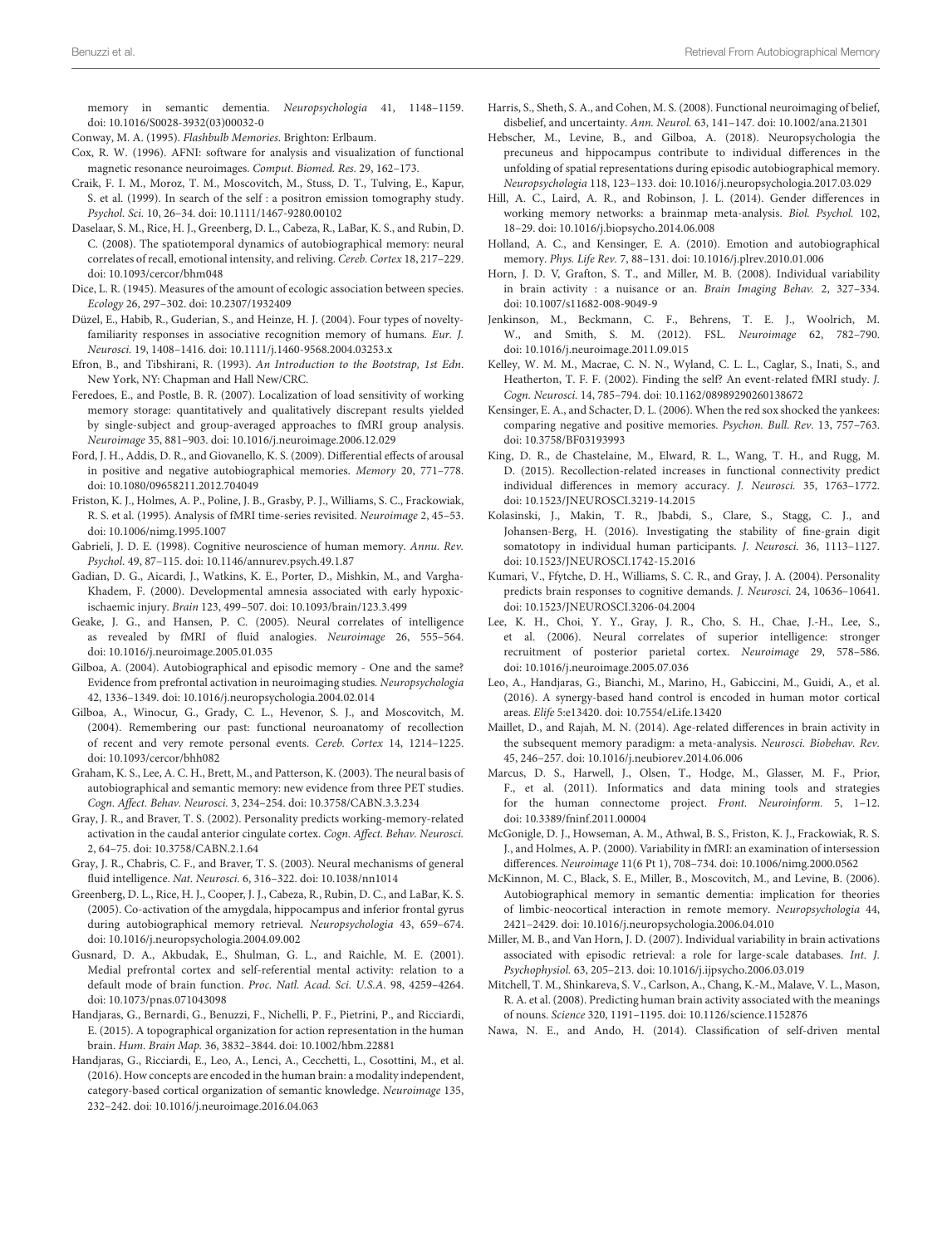memory in semantic dementia. *Neuropsychologia* 41, 1148–1159. doi: 10.1016/S0028-3932(03)00032-0

Conway, M. A. (1995). *Flashbulb Memories*. Brighton: Erlbaum.

Cox, R. W. (1996). AFNI: software for analysis and visualization of functional magnetic resonance neuroimages. *Comput. Biomed. Res.* 29, 162–173.

Craik, F. I. M., Moroz, T. M., Moscovitch, M., Stuss, D. T., Tulving, E., Kapur, S. et al. (1999). In search of the self : a positron emission tomography study. *Psychol. Sci.* 10, 26–34. doi: 10.1111/1467-9280.00102

Daselaar, S. M., Rice, H. J., Greenberg, D. L., Cabeza, R., LaBar, K. S., and Rubin, D. C. (2008). The spatiotemporal dynamics of autobiographical memory: neural correlates of recall, emotional intensity, and reliving. *Cereb. Cortex* 18, 217–229. doi: 10.1093/cercor/bhm048

Dice, L. R. (1945). Measures of the amount of ecologic association between species. *Ecology* 26, 297–302. doi: 10.2307/1932409

Düzel, E., Habib, R., Guderian, S., and Heinze, H. J. (2004). Four types of novelty-familiarity responses in associative recognition memory of humans. *Eur. J. Neurosci.* 19, 1408–1416. doi: 10.1111/j.1460-9568.2004.03253.x

Efron, B., and Tibshirani, R. (1993). *An Introduction to the Bootstrap, 1st Edn*. New York, NY: Chapman and Hall New/CRC.

Feredoes, E., and Postle, B. R. (2007). Localization of load sensitivity of working memory storage: quantitatively and qualitatively discrepant results yielded by single-subject and group-averaged approaches to fMRI group analysis. *Neuroimage* 35, 881–903. doi: 10.1016/j.neuroimage.2006.12.029

Ford, J. H., Addis, D. R., and Giovanello, K. S. (2009). Differential effects of arousal in positive and negative autobiographical memories. *Memory* 20, 771–778. doi: 10.1080/09658211.2012.704049

Friston, K. J., Holmes, A. P., Poline, J. B., Grasby, P. J., Williams, S. C., Frackowiak, R. S. et al. (1995). Analysis of fMRI time-series revisited. *Neuroimage* 2, 45–53. doi: 10.1006/nimg.1995.1007

Gabrieli, J. D. E. (1998). Cognitive neuroscience of human memory. *Annu. Rev. Psychol.* 49, 87–115. doi: 10.1146/annurev.psych.49.1.87

Gadian, D. G., Aicardi, J., Watkins, K. E., Porter, D., Mishkin, M., and Vargha-Khadem, F. (2000). Developmental amnesia associated with early hypoxic-ischaemic injury. *Brain* 123, 499–507. doi: 10.1093/brain/123.3.499

Geake, J. G., and Hansen, P. C. (2005). Neural correlates of intelligence as revealed by fMRI of fluid analogies. *Neuroimage* 26, 555–564. doi: 10.1016/j.neuroimage.2005.01.035

Gilboa, A. (2004). Autobiographical and episodic memory - One and the same? Evidence from prefrontal activation in neuroimaging studies. *Neuropsychologia* 42, 1336–1349. doi: 10.1016/j.neuropsychologia.2004.02.014

Gilboa, A., Winocur, G., Grady, C. L., Hevenor, S. J., and Moscovitch, M. (2004). Remembering our past: functional neuroanatomy of recollection of recent and very remote personal events. *Cereb. Cortex* 14, 1214–1225. doi: 10.1093/cercor/bhh082

Graham, K. S., Lee, A. C. H., Brett, M., and Patterson, K. (2003). The neural basis of autobiographical and semantic memory: new evidence from three PET studies. *Cogn. Affect. Behav. Neurosci.* 3, 234–254. doi: 10.3758/CABN.3.3.234

Gray, J. R., and Braver, T. S. (2002). Personality predicts working-memory-related activation in the caudal anterior cingulate cortex. *Cogn. Affect. Behav. Neurosci.* 2, 64–75. doi: 10.3758/CABN.2.1.64

Gray, J. R., Chabris, C. F., and Braver, T. S. (2003). Neural mechanisms of general fluid intelligence. *Nat. Neurosci.* 6, 316–322. doi: 10.1038/nn1014

Greenberg, D. L., Rice, H. J., Cooper, J. J., Cabeza, R., Rubin, D. C., and LaBar, K. S. (2005). Co-activation of the amygdala, hippocampus and inferior frontal gyrus during autobiographical memory retrieval. *Neuropsychologia* 43, 659–674. doi: 10.1016/j.neuropsychologia.2004.09.002

Gusnard, D. A., Akbudak, E., Shulman, G. L., and Raichle, M. E. (2001). Medial prefrontal cortex and self-referential mental activity: relation to a default mode of brain function. *Proc. Natl. Acad. Sci. U.S.A.* 98, 4259–4264. doi: 10.1073/pnas.071043098

Handjaras, G., Bernardi, G., Benuzzi, F., Nichelli, P. F., Pietrini, P., and Ricciardi, E. (2015). A topographical organization for action representation in the human brain. *Hum. Brain Map.* 36, 3832–3844. doi: 10.1002/hbm.22881

Handjaras, G., Ricciardi, E., Leo, A., Lenci, A., Cecchetti, L., Cosottini, M., et al. (2016). How concepts are encoded in the human brain: a modality independent, category-based cortical organization of semantic knowledge. *Neuroimage* 135, 232–242. doi: 10.1016/j.neuroimage.2016.04.063

Harris, S., Sheth, S. A., and Cohen, M. S. (2008). Functional neuroimaging of belief, disbelief, and uncertainty. *Ann. Neurol.* 63, 141–147. doi: 10.1002/ana.21301

Hebscher, M., Levine, B., and Gilboa, A. (2018). Neuropsychologia the precuneus and hippocampus contribute to individual differences in the unfolding of spatial representations during episodic autobiographical memory. *Neuropsychologia* 118, 123–133. doi: 10.1016/j.neuropsychologia.2017.03.029

Hill, A. C., Laird, A. R., and Robinson, J. L. (2014). Gender differences in working memory networks: a brainmap meta-analysis. *Biol. Psychol.* 102, 18–29. doi: 10.1016/j.biopsycho.2014.06.008

Holland, A. C., and Kensinger, E. A. (2010). Emotion and autobiographical memory. *Phys. Life Rev.* 7, 88–131. doi: 10.1016/j.plrev.2010.01.006

Horn, J. D. V, Grafton, S. T., and Miller, M. B. (2008). Individual variability in brain activity : a nuisance or an. *Brain Imaging Behav.* 2, 327–334. doi: 10.1007/s11682-008-9049-9

Jenkinson, M., Beckmann, C. F., Behrens, T. E. J., Woolrich, M. W., and Smith, S. M. (2012). FSL. *Neuroimage* 62, 782–790. doi: 10.1016/j.neuroimage.2011.09.015

Kelley, W. M. M., Macrae, C. N. N., Wyland, C. L. L., Caglar, S., Inati, S., and Heatherton, T. F. F. (2002). Finding the self? An event-related fMRI study. *J. Cogn. Neurosci.* 14, 785–794. doi: 10.1162/08989290260138672

Kensinger, E. A., and Schacter, D. L. (2006). When the red sox shocked the yankees: comparing negative and positive memories. *Psychon. Bull. Rev.* 13, 757–763. doi: 10.3758/BF03193993

King, D. R., de Chastelaine, M., Elward, R. L., Wang, T. H., and Rugg, M. D. (2015). Recollection-related increases in functional connectivity predict individual differences in memory accuracy. *J. Neurosci.* 35, 1763–1772. doi: 10.1523/JNEUROSCI.3219-14.2015

Kolasinski, J., Makin, T. R., Jbabdi, S., Clare, S., Stagg, C. J., and Johansen-Berg, H. (2016). Investigating the stability of fine-grain digit somatotopy in individual human participants. *J. Neurosci.* 36, 1113–1127. doi: 10.1523/JNEUROSCI.1742-15.2016

Kumari, V., Ffytche, D. H., Williams, S. C. R., and Gray, J. A. (2004). Personality predicts brain responses to cognitive demands. *J. Neurosci.* 24, 10636–10641. doi: 10.1523/JNEUROSCI.3206-04.2004

Lee, K. H., Choi, Y. Y., Gray, J. R., Cho, S. H., Chae, J.-H., Lee, S., et al. (2006). Neural correlates of superior intelligence: stronger recruitment of posterior parietal cortex. *Neuroimage* 29, 578–586. doi: 10.1016/j.neuroimage.2005.07.036

Leo, A., Handjaras, G., Bianchi, M., Marino, H., Gabiccini, M., Guidi, A., et al. (2016). A synergy-based hand control is encoded in human motor cortical areas. *Elife* 5:e13420. doi: 10.7554/eLife.13420

Maillet, D., and Rajah, M. N. (2014). Age-related differences in brain activity in the subsequent memory paradigm: a meta-analysis. *Neurosci. Biobehav. Rev.* 45, 246–257. doi: 10.1016/j.neubiorev.2014.06.006

Marcus, D. S., Harwell, J., Olsen, T., Hodge, M., Glasser, M. F., Prior, F., et al. (2011). Informatics and data mining tools and strategies for the human connectome project. *Front. Neuroinform.* 5, 1–12. doi: 10.3389/fninf.2011.00004

McGonigle, D. J., Howseman, A. M., Athwal, B. S., Friston, K. J., Frackowiak, R. S. J., and Holmes, A. P. (2000). Variability in fMRI: an examination of intersession differences. *Neuroimage* 11(6 Pt 1), 708–734. doi: 10.1006/nimg.2000.0562

McKinnon, M. C., Black, S. E., Miller, B., Moscovitch, M., and Levine, B. (2006). Autobiographical memory in semantic dementia: implication for theories of limbic-neocortical interaction in remote memory. *Neuropsychologia* 44, 2421–2429. doi: 10.1016/j.neuropsychologia.2006.04.010

Miller, M. B., and Van Horn, J. D. (2007). Individual variability in brain activations associated with episodic retrieval: a role for large-scale databases. *Int. J. Psychophysiol.* 63, 205–213. doi: 10.1016/j.ijpsycho.2006.03.019

Mitchell, T. M., Shinkareva, S. V., Carlson, A., Chang, K.-M., Malave, V. L., Mason, R. A. et al. (2008). Predicting human brain activity associated with the meanings of nouns. *Science* 320, 1191–1195. doi: 10.1126/science.1152876

Nawa, N. E., and Ando, H. (2014). Classification of self-driven mental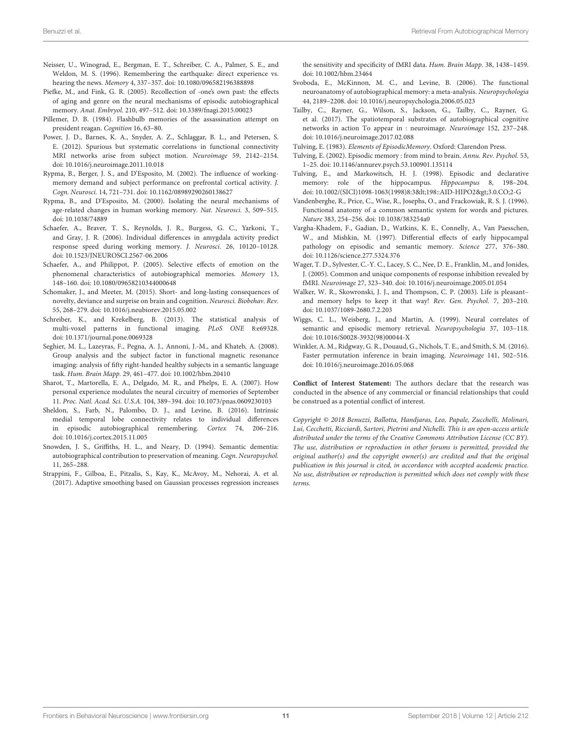Neisser, U., Winograd, E., Bergman, E. T., Schreiber, C. A., Palmer, S. E., and Weldon, M. S. (1996). Remembering the earthquake: direct experience vs. hearing the news. *Memory* 4, 337–357. doi: 10.1080/096582196388898

Piefke, M., and Fink, G. R. (2005). Recollection of -one's own past: the effects of aging and genre on the neural mechanisms of episodic autobiographical memory. *Anat. Embryol.* 210, 497–512. doi: 10.3389/fnagi.2015.00023

Pillemer, D. B. (1984). Flashbulb memories of the assassination attempt on president reagan. *Cognition* 16, 63–80.

Power, J. D., Barnes, K. A., Snyder, A. Z., Schlaggar, B. L., and Petersen, S. E. (2012). Spurious but systematic correlations in functional connectivity MRI networks arise from subject motion. *Neuroimage* 59, 2142–2154. doi: 10.1016/j.neuroimage.2011.10.018

Rypma, B., Berger, J. S., and D'Esposito, M. (2002). The influence of working-memory demand and subject performance on prefrontal cortical activity. *J. Cogn. Neurosci.* 14, 721–731. doi: 10.1162/08989290260138627

Rypma, B., and D'Esposito, M. (2000). Isolating the neural mechanisms of age-related changes in human working memory. *Nat. Neurosci.* 3, 509–515. doi: 10.1038/74889

Schaefer, A., Braver, T. S., Reynolds, J. R., Burgess, G. C., Yarkoni, T., and Gray, J. R. (2006). Individual differences in amygdala activity predict response speed during working memory. *J. Neurosci.* 26, 10120–10128. doi: 10.1523/JNEUROSCI.2567-06.2006

Schaefer, A., and Philippot, P. (2005). Selective effects of emotion on the phenomenal characteristics of autobiographical memories. *Memory* 13, 148–160. doi: 10.1080/09658210344000648

Schomaker, J., and Meeter, M. (2015). Short- and long-lasting consequences of novelty, deviance and surprise on brain and cognition. *Neurosci. Biobehav. Rev.* 55, 268–279. doi: 10.1016/j.neubiorev.2015.05.002

Schreiber, K., and Krekelberg, B. (2013). The statistical analysis of multi-voxel patterns in functional imaging. *PLoS ONE* 8:e69328. doi: 10.1371/journal.pone.0069328

Seghier, M. L., Lazeyras, F., Pegna, A. J., Annoni, J.-M., and Khateb, A. (2008). Group analysis and the subject factor in functional magnetic resonance imaging: analysis of fifty right-handed healthy subjects in a semantic language task. *Hum. Brain Mapp.* 29, 461–477. doi: 10.1002/hbm.20410

Sharot, T., Martorella, E. A., Delgado, M. R., and Phelps, E. A. (2007). How personal experience modulates the neural circuitry of memories of September 11. *Proc. Natl. Acad. Sci. U.S.A.* 104, 389–394. doi: 10.1073/pnas.0609230103

Sheldon, S., Farb, N., Palombo, D. J., and Levine, B. (2016). Intrinsic medial temporal lobe connectivity relates to individual differences in episodic autobiographical remembering. *Cortex* 74, 206–216. doi: 10.1016/j.cortex.2015.11.005

Snowden, J. S., Griffiths, H. L., and Neary, D. (1994). Semantic dementia: autobiographical contribution to preservation of meaning. *Cogn. Neuropsychol.* 11, 265–288.

Strappini, F., Gilboa, E., Pitzalis, S., Kay, K., McAvoy, M., Nehorai, A. et al. (2017). Adaptive smoothing based on Gaussian processes regression increases the sensitivity and specificity of fMRI data. *Hum. Brain Mapp.* 38, 1438–1459. doi: 10.1002/hbm.23464

Svoboda, E., McKinnon, M. C., and Levine, B. (2006). The functional neuroanatomy of autobiographical memory: a meta-analysis. *Neuropsychologia* 44, 2189–2208. doi: 10.1016/j.neuropsychologia.2006.05.023

Tailby, C., Rayner, G., Wilson, S., Jackson, G., Tailby, C., Rayner, G. et al. (2017). The spatiotemporal substrates of autobiographical cognitive networks in action To appear in : neuroimage. *Neuroimage* 152, 237–248. doi: 10.1016/j.neuroimage.2017.02.088

Tulving, E. (1983). *Elements of EpisodicMemory*. Oxford: Clarendon Press.

Tulving, E. (2002). Episodic memory : from mind to brain. *Annu. Rev. Psychol.* 53, 1–25. doi: 10.1146/annurev.psych.53.100901.135114

Tulving, E., and Markowitsch, H. J. (1998). Episodic and declarative memory: role of the hippocampus. *Hippocampus* 8, 198–204. doi: 10.1002/(SICI)1098-1063(1998)8:3&lt;198::AID-HIPO2&gt;3.0.CO;2-G

Vandenberghe, R., Price, C., Wise, R., Josephs, O., and Frackowiak, R. S. J. (1996). Functional anatomy of a common semantic system for words and pictures. *Nature* 383, 254–256. doi: 10.1038/383254a0

Vargha-Khadem, F., Gadian, D., Watkins, K. E., Connelly, A., Van Paesschen, W., and Mishkin, M. (1997). Differential effects of early hippocampal pathology on episodic and semantic memory. *Science* 277, 376–380. doi: 10.1126/science.277.5324.376

Wager, T. D., Sylvester, C.-Y. C., Lacey, S. C., Nee, D. E., Franklin, M., and Jonides, J. (2005). Common and unique components of response inhibition revealed by fMRI. *Neuroimage* 27, 323–340. doi: 10.1016/j.neuroimage.2005.01.054

Walker, W. R., Skowronski, J. J., and Thompson, C. P. (2003). Life is pleasant–and memory helps to keep it that way! *Rev. Gen. Psychol.* 7, 203–210. doi: 10.1037/1089-2680.7.2.203

Wiggs, C. L., Weisberg, J., and Martin, A. (1999). Neural correlates of semantic and episodic memory retrieval. *Neuropsychologia* 37, 103–118. doi: 10.1016/S0028-3932(98)00044-X

Winkler, A. M., Ridgway, G. R., Douaud, G., Nichols, T. E., and Smith, S. M. (2016). Faster permutation inference in brain imaging. *Neuroimage* 141, 502–516. doi: 10.1016/j.neuroimage.2016.05.068

**Conflict of Interest Statement:** The authors declare that the research was conducted in the absence of any commercial or financial relationships that could be construed as a potential conflict of interest.

*Copyright © 2018 Benuzzi, Ballotta, Handjaras, Leo, Papale, Zucchelli, Molinari, Lui, Cecchetti, Ricciardi, Sartori, Pietrini and Nichelli. This is an open-access article distributed under the terms of the Creative Commons Attribution License (CC BY). The use, distribution or reproduction in other forums is permitted, provided the original author(s) and the copyright owner(s) are credited and that the original publication in this journal is cited, in accordance with accepted academic practice. No use, distribution or reproduction is permitted which does not comply with these terms.*